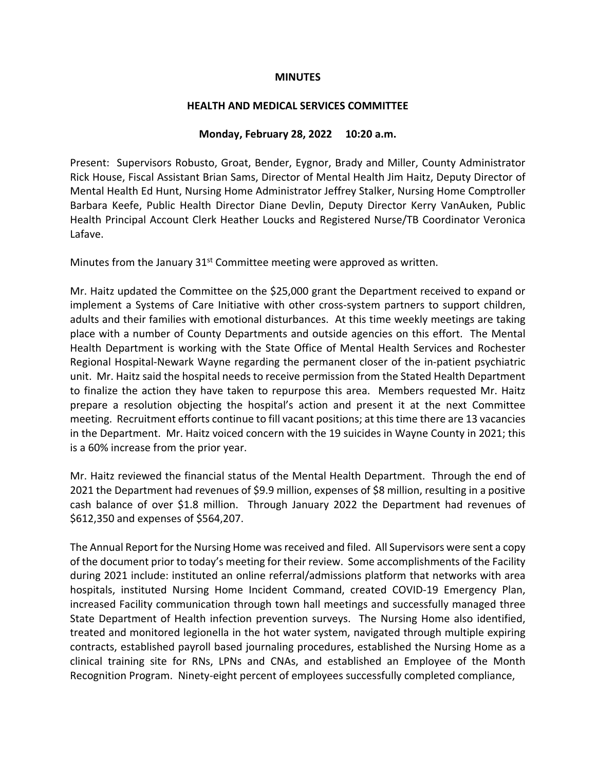**MINUTES**

**HEALTH AND MEDICAL SERVICES COMMITTEE**

**Monday, February 28, 2022 10:20 a.m.**

Present: Supervisors Robusto, Groat, Bender, Eygnor, Brady and Miller, County Administrator Rick House, Fiscal Assistant Brian Sams, Director of Mental Health Jim Haitz, Deputy Director of Mental Health Ed Hunt, Nursing Home Administrator Jeffrey Stalker, Nursing Home Comptroller Barbara Keefe, Public Health Director Diane Devlin, Deputy Director Kerry VanAuken, Public Health Principal Account Clerk Heather Loucks and Registered Nurse/TB Coordinator Veronica Lafave.

Minutes from the January 31st Committee meeting were approved as written.

Mr. Haitz updated the Committee on the $25,000 grant the Department received to expand or implement a Systems of Care Initiative with other cross-system partners to support children, adults and their families with emotional disturbances. At this time weekly meetings are taking place with a number of County Departments and outside agencies on this effort. The Mental Health Department is working with the State Office of Mental Health Services and Rochester Regional Hospital-Newark Wayne regarding the permanent closer of the in-patient psychiatric unit. Mr. Haitz said the hospital needs to receive permission from the Stated Health Department to finalize the action they have taken to repurpose this area. Members requested Mr. Haitz prepare a resolution objecting the hospital's action and present it at the next Committee meeting. Recruitment efforts continue to fill vacant positions; at this time there are 13 vacancies in the Department. Mr. Haitz voiced concern with the 19 suicides in Wayne County in 2021; this is a 60% increase from the prior year.

Mr. Haitz reviewed the financial status of the Mental Health Department. Through the end of 2021 the Department had revenues of $9.9 million, expenses of $8 million, resulting in a positive cash balance of over $1.8 million. Through January 2022 the Department had revenues of $612,350 and expenses of $564,207.

The Annual Report for the Nursing Home was received and filed. All Supervisors were sent a copy of the document prior to today's meeting for their review. Some accomplishments of the Facility during 2021 include: instituted an online referral/admissions platform that networks with area hospitals, instituted Nursing Home Incident Command, created COVID-19 Emergency Plan, increased Facility communication through town hall meetings and successfully managed three State Department of Health infection prevention surveys. The Nursing Home also identified, treated and monitored legionella in the hot water system, navigated through multiple expiring contracts, established payroll based journaling procedures, established the Nursing Home as a clinical training site for RNs, LPNs and CNAs, and established an Employee of the Month Recognition Program. Ninety-eight percent of employees successfully completed compliance,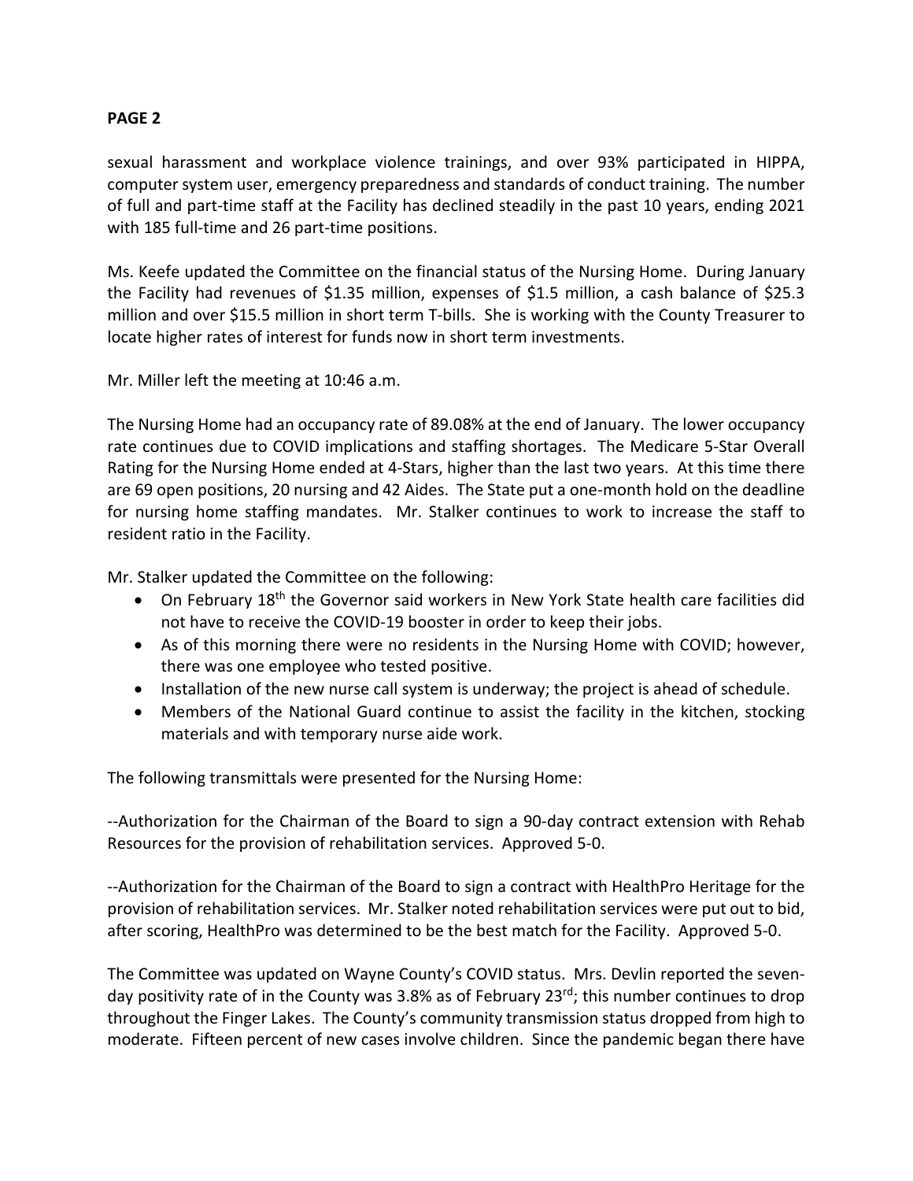sexual harassment and workplace violence trainings, and over 93% participated in HIPPA, computer system user, emergency preparedness and standards of conduct training. The number of full and part-time staff at the Facility has declined steadily in the past 10 years, ending 2021 with 185 full-time and 26 part-time positions.

Ms. Keefe updated the Committee on the financial status of the Nursing Home. During January the Facility had revenues of $1.35 million, expenses of $1.5 million, a cash balance of $25.3 million and over $15.5 million in short term T-bills. She is working with the County Treasurer to locate higher rates of interest for funds now in short term investments.

Mr. Miller left the meeting at 10:46 a.m.

The Nursing Home had an occupancy rate of 89.08% at the end of January. The lower occupancy rate continues due to COVID implications and staffing shortages. The Medicare 5-Star Overall Rating for the Nursing Home ended at 4-Stars, higher than the last two years. At this time there are 69 open positions, 20 nursing and 42 Aides. The State put a one-month hold on the deadline for nursing home staffing mandates. Mr. Stalker continues to work to increase the staff to resident ratio in the Facility.

Mr. Stalker updated the Committee on the following:

- On February 18th the Governor said workers in New York State health care facilities did not have to receive the COVID-19 booster in order to keep their jobs.
- As of this morning there were no residents in the Nursing Home with COVID; however, there was one employee who tested positive.
- Installation of the new nurse call system is underway; the project is ahead of schedule.
- Members of the National Guard continue to assist the facility in the kitchen, stocking materials and with temporary nurse aide work.

The following transmittals were presented for the Nursing Home:

--Authorization for the Chairman of the Board to sign a 90-day contract extension with Rehab Resources for the provision of rehabilitation services. Approved 5-0.

--Authorization for the Chairman of the Board to sign a contract with HealthPro Heritage for the provision of rehabilitation services. Mr. Stalker noted rehabilitation services were put out to bid, after scoring, HealthPro was determined to be the best match for the Facility. Approved 5-0.

The Committee was updated on Wayne County's COVID status. Mrs. Devlin reported the seven-day positivity rate of in the County was 3.8% as of February 23rd; this number continues to drop throughout the Finger Lakes. The County's community transmission status dropped from high to moderate. Fifteen percent of new cases involve children. Since the pandemic began there have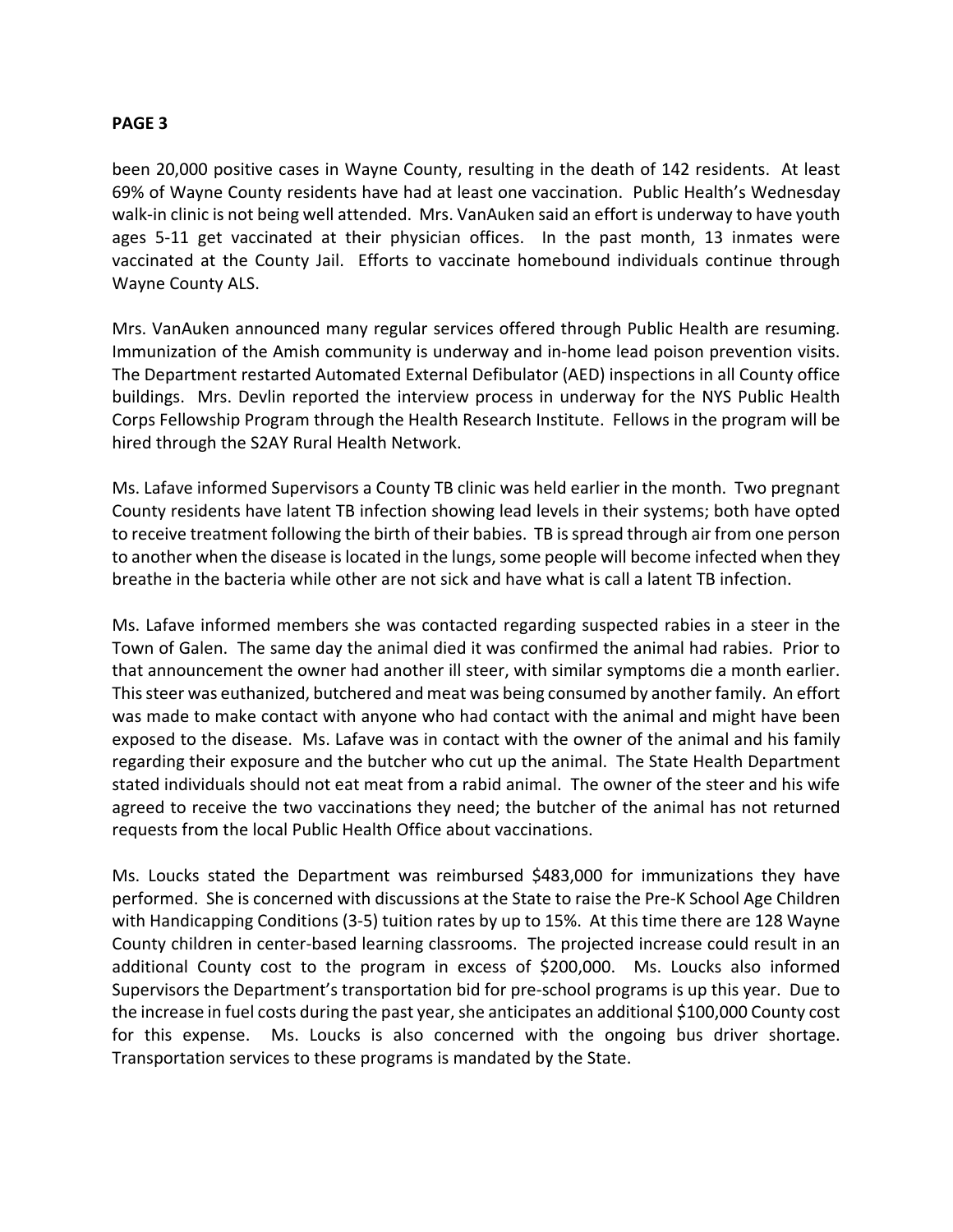been 20,000 positive cases in Wayne County, resulting in the death of 142 residents. At least 69% of Wayne County residents have had at least one vaccination. Public Health's Wednesday walk-in clinic is not being well attended. Mrs. VanAuken said an effort is underway to have youth ages 5-11 get vaccinated at their physician offices. In the past month, 13 inmates were vaccinated at the County Jail. Efforts to vaccinate homebound individuals continue through Wayne County ALS.

Mrs. VanAuken announced many regular services offered through Public Health are resuming. Immunization of the Amish community is underway and in-home lead poison prevention visits. The Department restarted Automated External Defibulator (AED) inspections in all County office buildings. Mrs. Devlin reported the interview process in underway for the NYS Public Health Corps Fellowship Program through the Health Research Institute. Fellows in the program will be hired through the S2AY Rural Health Network.

Ms. Lafave informed Supervisors a County TB clinic was held earlier in the month. Two pregnant County residents have latent TB infection showing lead levels in their systems; both have opted to receive treatment following the birth of their babies. TB is spread through air from one person to another when the disease is located in the lungs, some people will become infected when they breathe in the bacteria while other are not sick and have what is call a latent TB infection.

Ms. Lafave informed members she was contacted regarding suspected rabies in a steer in the Town of Galen. The same day the animal died it was confirmed the animal had rabies. Prior to that announcement the owner had another ill steer, with similar symptoms die a month earlier. This steer was euthanized, butchered and meat was being consumed by another family. An effort was made to make contact with anyone who had contact with the animal and might have been exposed to the disease. Ms. Lafave was in contact with the owner of the animal and his family regarding their exposure and the butcher who cut up the animal. The State Health Department stated individuals should not eat meat from a rabid animal. The owner of the steer and his wife agreed to receive the two vaccinations they need; the butcher of the animal has not returned requests from the local Public Health Office about vaccinations.

Ms. Loucks stated the Department was reimbursed $483,000 for immunizations they have performed. She is concerned with discussions at the State to raise the Pre-K School Age Children with Handicapping Conditions (3-5) tuition rates by up to 15%. At this time there are 128 Wayne County children in center-based learning classrooms. The projected increase could result in an additional County cost to the program in excess of $200,000. Ms. Loucks also informed Supervisors the Department's transportation bid for pre-school programs is up this year. Due to the increase in fuel costs during the past year, she anticipates an additional $100,000 County cost for this expense. Ms. Loucks is also concerned with the ongoing bus driver shortage. Transportation services to these programs is mandated by the State.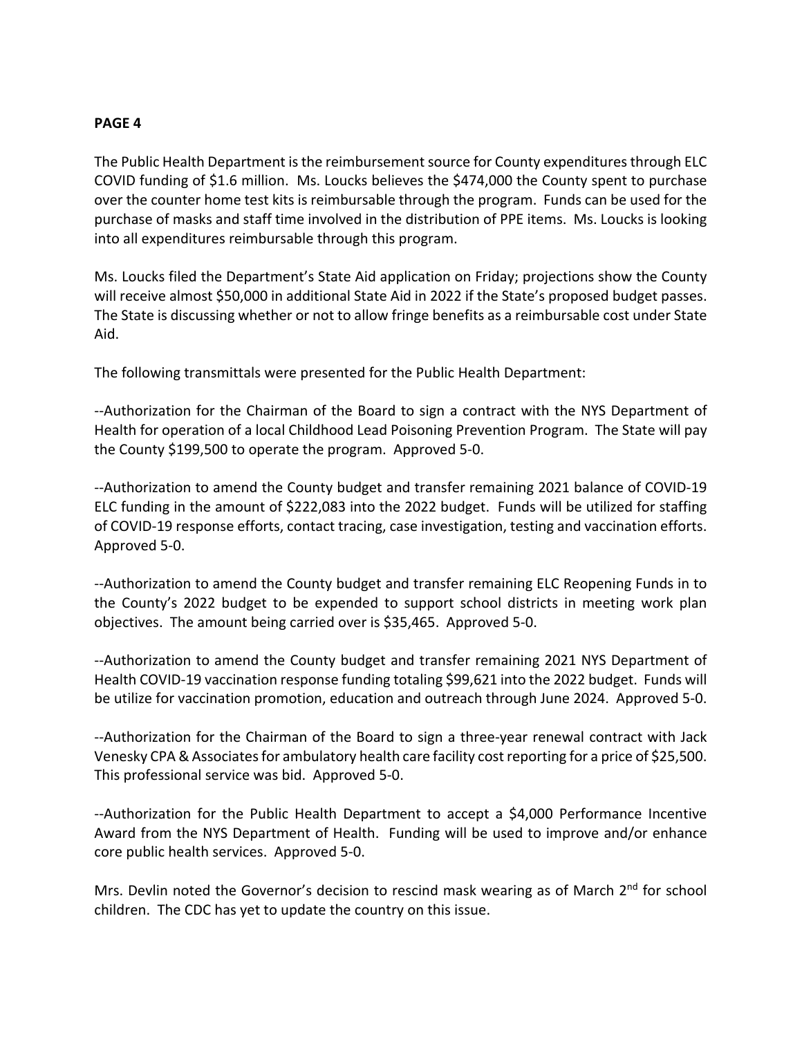**PAGE 4**

The Public Health Department is the reimbursement source for County expenditures through ELC COVID funding of $1.6 million. Ms. Loucks believes the $474,000 the County spent to purchase over the counter home test kits is reimbursable through the program. Funds can be used for the purchase of masks and staff time involved in the distribution of PPE items. Ms. Loucks is looking into all expenditures reimbursable through this program.

Ms. Loucks filed the Department's State Aid application on Friday; projections show the County will receive almost $50,000 in additional State Aid in 2022 if the State's proposed budget passes. The State is discussing whether or not to allow fringe benefits as a reimbursable cost under State Aid.

The following transmittals were presented for the Public Health Department:

--Authorization for the Chairman of the Board to sign a contract with the NYS Department of Health for operation of a local Childhood Lead Poisoning Prevention Program. The State will pay the County $199,500 to operate the program. Approved 5-0.

--Authorization to amend the County budget and transfer remaining 2021 balance of COVID-19 ELC funding in the amount of $222,083 into the 2022 budget. Funds will be utilized for staffing of COVID-19 response efforts, contact tracing, case investigation, testing and vaccination efforts. Approved 5-0.

--Authorization to amend the County budget and transfer remaining ELC Reopening Funds in to the County's 2022 budget to be expended to support school districts in meeting work plan objectives. The amount being carried over is $35,465. Approved 5-0.

--Authorization to amend the County budget and transfer remaining 2021 NYS Department of Health COVID-19 vaccination response funding totaling $99,621 into the 2022 budget. Funds will be utilize for vaccination promotion, education and outreach through June 2024. Approved 5-0.

--Authorization for the Chairman of the Board to sign a three-year renewal contract with Jack Venesky CPA & Associates for ambulatory health care facility cost reporting for a price of $25,500. This professional service was bid. Approved 5-0.

--Authorization for the Public Health Department to accept a $4,000 Performance Incentive Award from the NYS Department of Health. Funding will be used to improve and/or enhance core public health services. Approved 5-0.

Mrs. Devlin noted the Governor's decision to rescind mask wearing as of March 2nd for school children. The CDC has yet to update the country on this issue.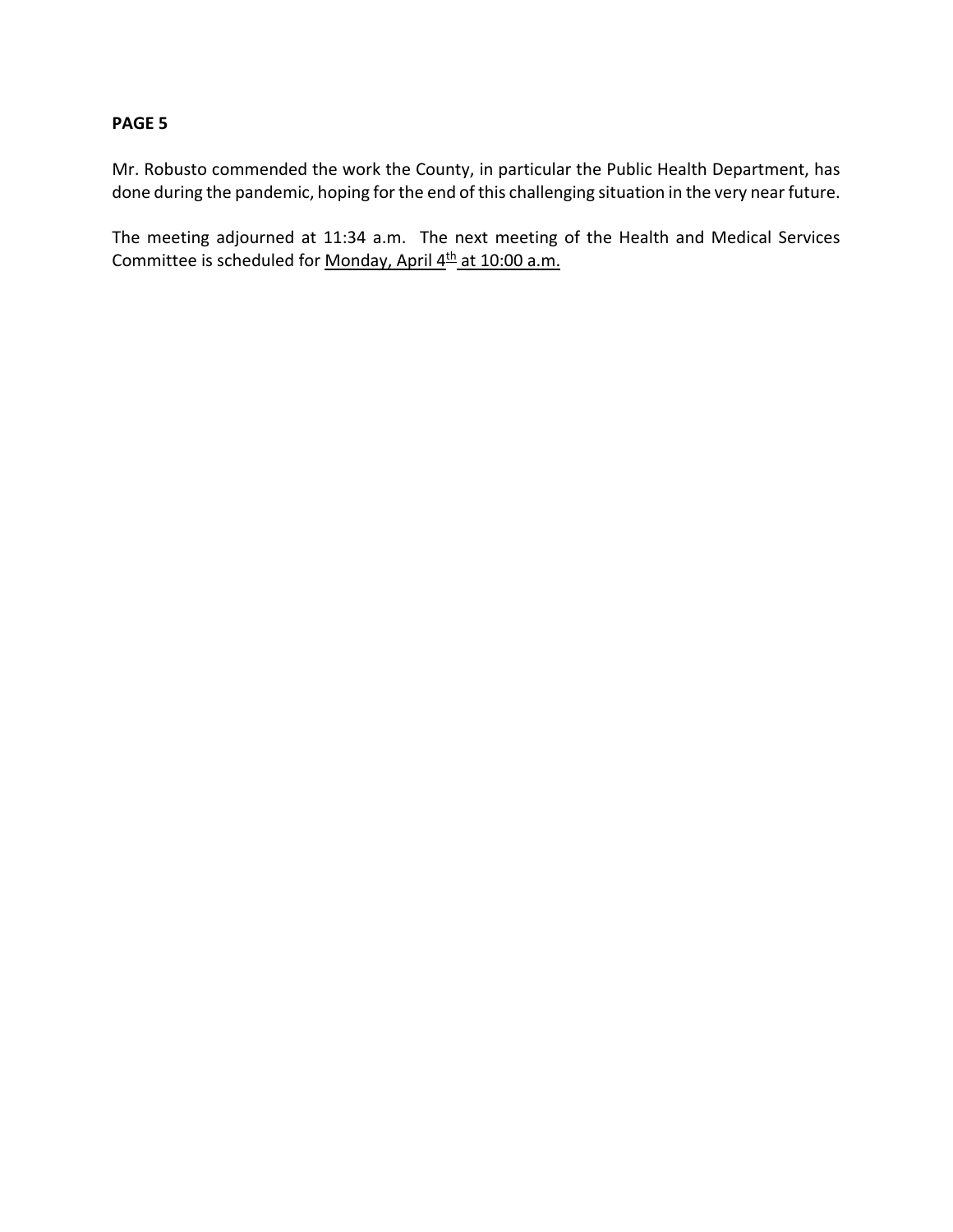Mr. Robusto commended the work the County, in particular the Public Health Department, has done during the pandemic, hoping for the end of this challenging situation in the very near future.

The meeting adjourned at 11:34 a.m. The next meeting of the Health and Medical Services Committee is scheduled for Monday, April 4th at 10:00 a.m.